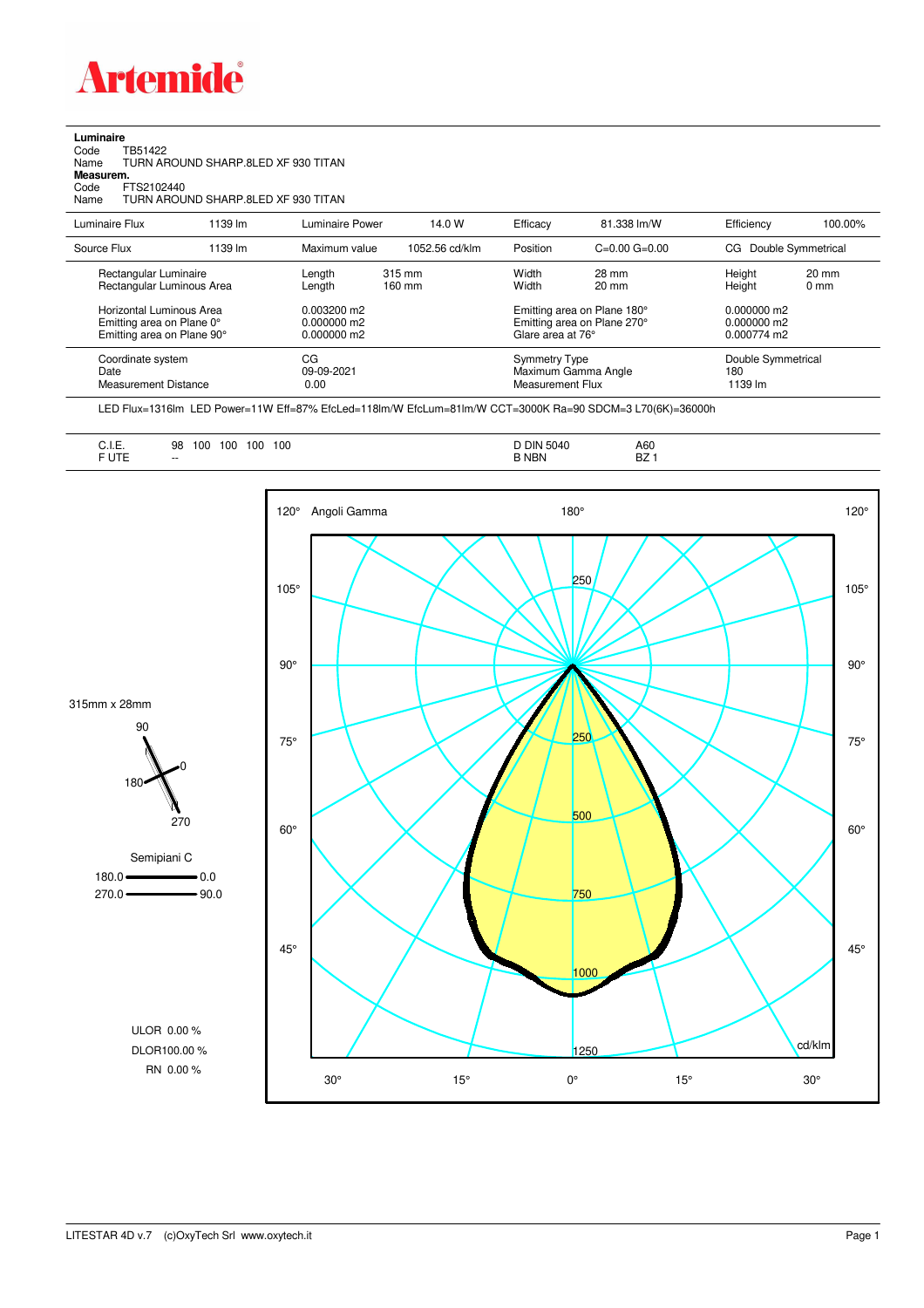# Artemide

**Luminaire**

Code TB51422
Name TURN AROUND SHARP.8LED XF 930 TITAN

**Measurem.**

Code FTS2102440
Name TURN AROUND SHARP.8LED XF 930 TITAN

| Luminaire Flux | 1139 lm | Luminaire Power | 14.0 W | Efficacy | 81.338 lm/W | Efficiency | 100.00% |
|---|---|---|---|---|---|---|---|
| Source Flux | 1139 lm | Maximum value | 1052.56 cd/klm | Position | C=0.00 G=0.00 | CG | Double Symmetrical |

| | | | | | |
|---|---|---|---|---|---|
| Rectangular Luminaire | Length 315 mm | Width | 28 mm | Height | 20 mm |
| Rectangular Luminous Area | Length 160 mm | Width | 20 mm | Height | 0 mm |
| Horizontal Luminous Area | 0.003200 m2 | Emitting area on Plane 180° | | 0.000000 m2 | |
| Emitting area on Plane 0° | 0.000000 m2 | Emitting area on Plane 270° | | 0.000000 m2 | |
| Emitting area on Plane 90° | 0.000000 m2 | Glare area at 76° | | 0.000774 m2 | |

| | | | |
|---|---|---|---|
| Coordinate system | CG | Symmetry Type | Double Symmetrical |
| Date | 09-09-2021 | Maximum Gamma Angle | 180 |
| Measurement Distance | 0.00 | Measurement Flux | 1139 lm |

LED Flux=1316lm LED Power=11W Eff=87% EfcLed=118lm/W EfcLum=81lm/W CCT=3000K Ra=90 SDCM=3 L70(6K)=36000h

| | | | |
|---|---|---|---|
| C.I.E. | 98 100 100 100 100 | D DIN 5040 | A60 |
| F UTE | -- | B NBN | BZ 1 |

315mm x 28mm

Semipiani C
180.0 — 0.0
270.0 — 90.0

ULOR 0.00 %
DLOR100.00 %
RN 0.00 %

Angoli Gamma — cd/klm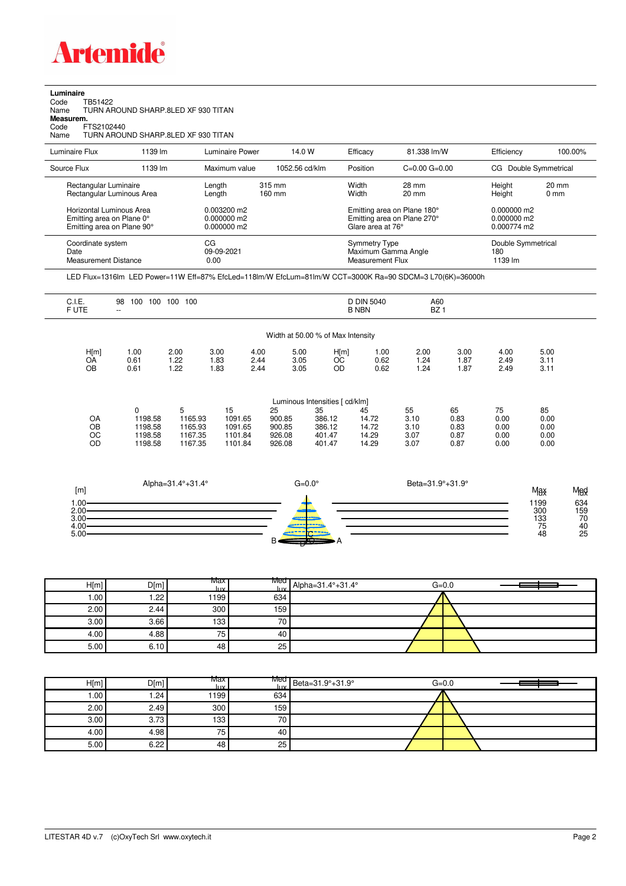Artemide

**Luminaire**
Code TB51422
Name TURN AROUND SHARP.8LED XF 930 TITAN
**Measurem.**
Code FTS2102440
Name TURN AROUND SHARP.8LED XF 930 TITAN

| | | | | | | | |
|---|---|---|---|---|---|---|---|
| Luminaire Flux | 1139 lm | Luminaire Power | 14.0 W | Efficacy | 81.338 lm/W | Efficiency | 100.00% |
| Source Flux | 1139 lm | Maximum value | 1052.56 cd/klm | Position | C=0.00 G=0.00 | CG | Double Symmetrical |

| | | | | | | | |
|---|---|---|---|---|---|---|---|
| Rectangular Luminaire | Length | 315 mm | Width | 28 mm | Height | 20 mm | |
| Rectangular Luminous Area | Length | 160 mm | Width | 20 mm | Height | 0 mm | |
| Horizontal Luminous Area | 0.003200 m2 | | Emitting area on Plane 180° | | 0.000000 m2 | | |
| Emitting area on Plane 0° | 0.000000 m2 | | Emitting area on Plane 270° | | 0.000000 m2 | | |
| Emitting area on Plane 90° | 0.000000 m2 | | Glare area at 76° | | 0.000774 m2 | | |

| | | | |
|---|---|---|---|
| Coordinate system | CG | Symmetry Type | Double Symmetrical |
| Date | 09-09-2021 | Maximum Gamma Angle | 180 |
| Measurement Distance | 0.00 | Measurement Flux | 1139 lm |

LED Flux=1316lm LED Power=11W Eff=87% EfcLed=118lm/W EfcLum=81lm/W CCT=3000K Ra=90 SDCM=3 L70(6K)=36000h

| | | | |
|---|---|---|---|
| C.I.E. | 98 100 100 100 100 | D DIN 5040 | A60 |
| F UTE | -- | B NBN | BZ 1 |

Width at 50.00 % of Max Intensity

| H[m] | 1.00 | 2.00 | 3.00 | 4.00 | 5.00 | H[m] | 1.00 | 2.00 | 3.00 | 4.00 | 5.00 |
|---|---|---|---|---|---|---|---|---|---|---|---|
| OA | 0.61 | 1.22 | 1.83 | 2.44 | 3.05 | OC | 0.62 | 1.24 | 1.87 | 2.49 | 3.11 |
| OB | 0.61 | 1.22 | 1.83 | 2.44 | 3.05 | OD | 0.62 | 1.24 | 1.87 | 2.49 | 3.11 |

Luminous Intensities [ cd/klm]

| | 0 | 5 | 15 | 25 | 35 | 45 | 55 | 65 | 75 | 85 |
|---|---|---|---|---|---|---|---|---|---|---|
| OA | 1198.58 | 1165.93 | 1091.65 | 900.85 | 386.12 | 14.72 | 3.10 | 0.83 | 0.00 | 0.00 |
| OB | 1198.58 | 1165.93 | 1091.65 | 900.85 | 386.12 | 14.72 | 3.10 | 0.83 | 0.00 | 0.00 |
| OC | 1198.58 | 1167.35 | 1101.84 | 926.08 | 401.47 | 14.29 | 3.07 | 0.87 | 0.00 | 0.00 |
| OD | 1198.58 | 1167.35 | 1101.84 | 926.08 | 401.47 | 14.29 | 3.07 | 0.87 | 0.00 | 0.00 |

[m]
Alpha=31.4°+31.4°
G=0.0°
Beta=31.9°+31.9°
1.00
2.00
3.00
4.00
5.00
B
D
C
A
Max lux: 1199, 300, 133, 75, 48
Med lux: 634, 159, 70, 40, 25

| H[m] | D[m] | Max lux | Med lux | Alpha=31.4°+31.4° | G=0.0 |
|---|---|---|---|---|---|
| 1.00 | 1.22 | 1199 | 634 | | |
| 2.00 | 2.44 | 300 | 159 | | |
| 3.00 | 3.66 | 133 | 70 | | |
| 4.00 | 4.88 | 75 | 40 | | |
| 5.00 | 6.10 | 48 | 25 | | |

| H[m] | D[m] | Max lux | Med lux | Beta=31.9°+31.9° | G=0.0 |
|---|---|---|---|---|---|
| 1.00 | 1.24 | 1199 | 634 | | |
| 2.00 | 2.49 | 300 | 159 | | |
| 3.00 | 3.73 | 133 | 70 | | |
| 4.00 | 4.98 | 75 | 40 | | |
| 5.00 | 6.22 | 48 | 25 | | |

LITESTAR 4D v.7 (c)OxyTech Srl www.oxytech.it